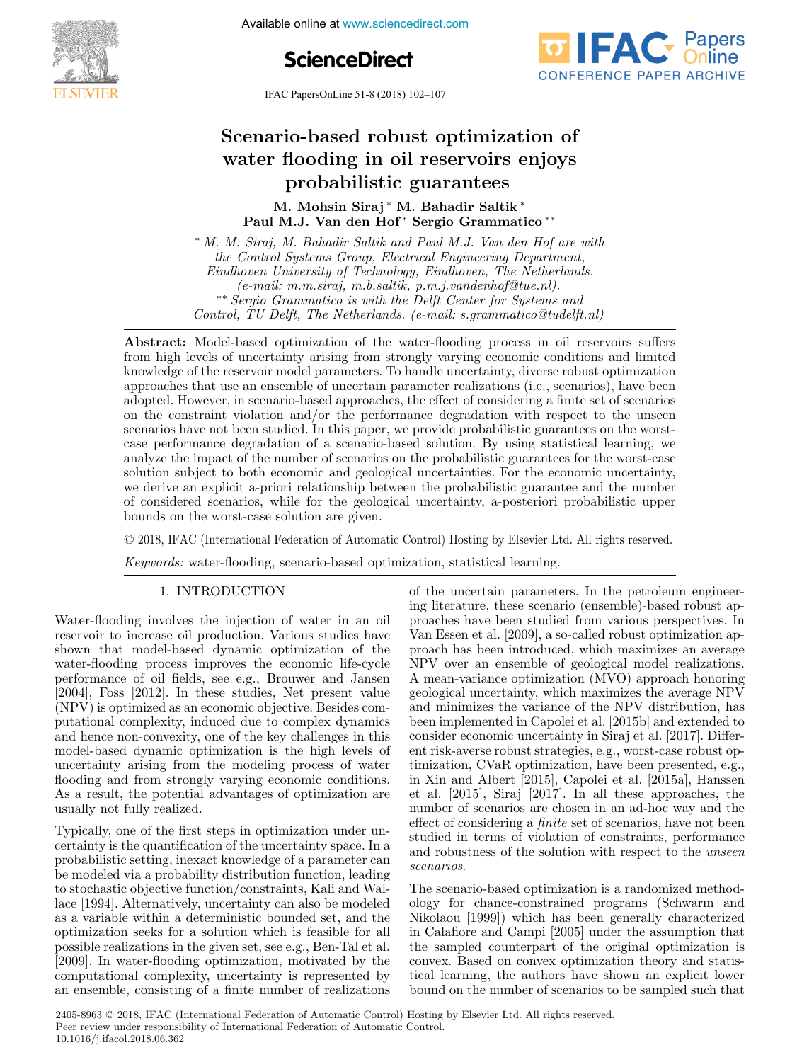# Scenario-based robust optimization of water flooding in oil reservoirs enjoys probabilistic guarantees

M. Mohsin Siraj * M. Bahadir Saltik * Paul M.J. Van den Hof * Sergio Grammatico **

* M. M. Siraj, M. Bahadir Saltik and Paul M.J. Van den Hof are with the Control Systems Group, Electrical Engineering Department, Eindhoven University of Technology, Eindhoven, The Netherlands. (e-mail: m.m.siraj, m.b.saltik, p.m.j.vandenhof@tue.nl).

** Sergio Grammatico is with the Delft Center for Systems and Control, TU Delft, The Netherlands. (e-mail: s.grammatico@tudelft.nl)

**Abstract:** Model-based optimization of the water-flooding process in oil reservoirs suffers from high levels of uncertainty arising from strongly varying economic conditions and limited knowledge of the reservoir model parameters. To handle uncertainty, diverse robust optimization approaches that use an ensemble of uncertain parameter realizations (i.e., scenarios), have been adopted. However, in scenario-based approaches, the effect of considering a finite set of scenarios on the constraint violation and/or the performance degradation with respect to the unseen scenarios have not been studied. In this paper, we provide probabilistic guarantees on the worst-case performance degradation of a scenario-based solution. By using statistical learning, we analyze the impact of the number of scenarios on the probabilistic guarantees for the worst-case solution subject to both economic and geological uncertainties. For the economic uncertainty, we derive an explicit a-priori relationship between the probabilistic guarantee and the number of considered scenarios, while for the geological uncertainty, a-posteriori probabilistic upper bounds on the worst-case solution are given.

© 2018, IFAC (International Federation of Automatic Control) Hosting by Elsevier Ltd. All rights reserved.

*Keywords:* water-flooding, scenario-based optimization, statistical learning.

## 1. INTRODUCTION

Water-flooding involves the injection of water in an oil reservoir to increase oil production. Various studies have shown that model-based dynamic optimization of the water-flooding process improves the economic life-cycle performance of oil fields, see e.g., Brouwer and Jansen [2004], Foss [2012]. In these studies, Net present value (NPV) is optimized as an economic objective. Besides computational complexity, induced due to complex dynamics and hence non-convexity, one of the key challenges in this model-based dynamic optimization is the high levels of uncertainty arising from the modeling process of water flooding and from strongly varying economic conditions. As a result, the potential advantages of optimization are usually not fully realized.

Typically, one of the first steps in optimization under uncertainty is the quantification of the uncertainty space. In a probabilistic setting, inexact knowledge of a parameter can be modeled via a probability distribution function, leading to stochastic objective function/constraints, Kali and Wallace [1994]. Alternatively, uncertainty can also be modeled as a variable within a deterministic bounded set, and the optimization seeks for a solution which is feasible for all possible realizations in the given set, see e.g., Ben-Tal et al. [2009]. In water-flooding optimization, motivated by the computational complexity, uncertainty is represented by an ensemble, consisting of a finite number of realizations of the uncertain parameters. In the petroleum engineering literature, these scenario (ensemble)-based robust approaches have been studied from various perspectives. In Van Essen et al. [2009], a so-called robust optimization approach has been introduced, which maximizes an average NPV over an ensemble of geological model realizations. A mean-variance optimization (MVO) approach honoring geological uncertainty, which maximizes the average NPV and minimizes the variance of the NPV distribution, has been implemented in Capolei et al. [2015b] and extended to consider economic uncertainty in Siraj et al. [2017]. Different risk-averse robust strategies, e.g., worst-case robust optimization, CVaR optimization, have been presented, e.g., in Xin and Albert [2015], Capolei et al. [2015a], Hanssen et al. [2015], Siraj [2017]. In all these approaches, the number of scenarios are chosen in an ad-hoc way and the effect of considering a *finite* set of scenarios, have not been studied in terms of violation of constraints, performance and robustness of the solution with respect to the *unseen scenarios*.

The scenario-based optimization is a randomized methodology for chance-constrained programs (Schwarm and Nikolaou [1999]) which has been generally characterized in Calafiore and Campi [2005] under the assumption that the sampled counterpart of the original optimization is convex. Based on convex optimization theory and statistical learning, the authors have shown an explicit lower bound on the number of scenarios to be sampled such that

2405-8963 © 2018, IFAC (International Federation of Automatic Control) Hosting by Elsevier Ltd. All rights reserved.
Peer review under responsibility of International Federation of Automatic Control.
10.1016/j.ifacol.2018.06.362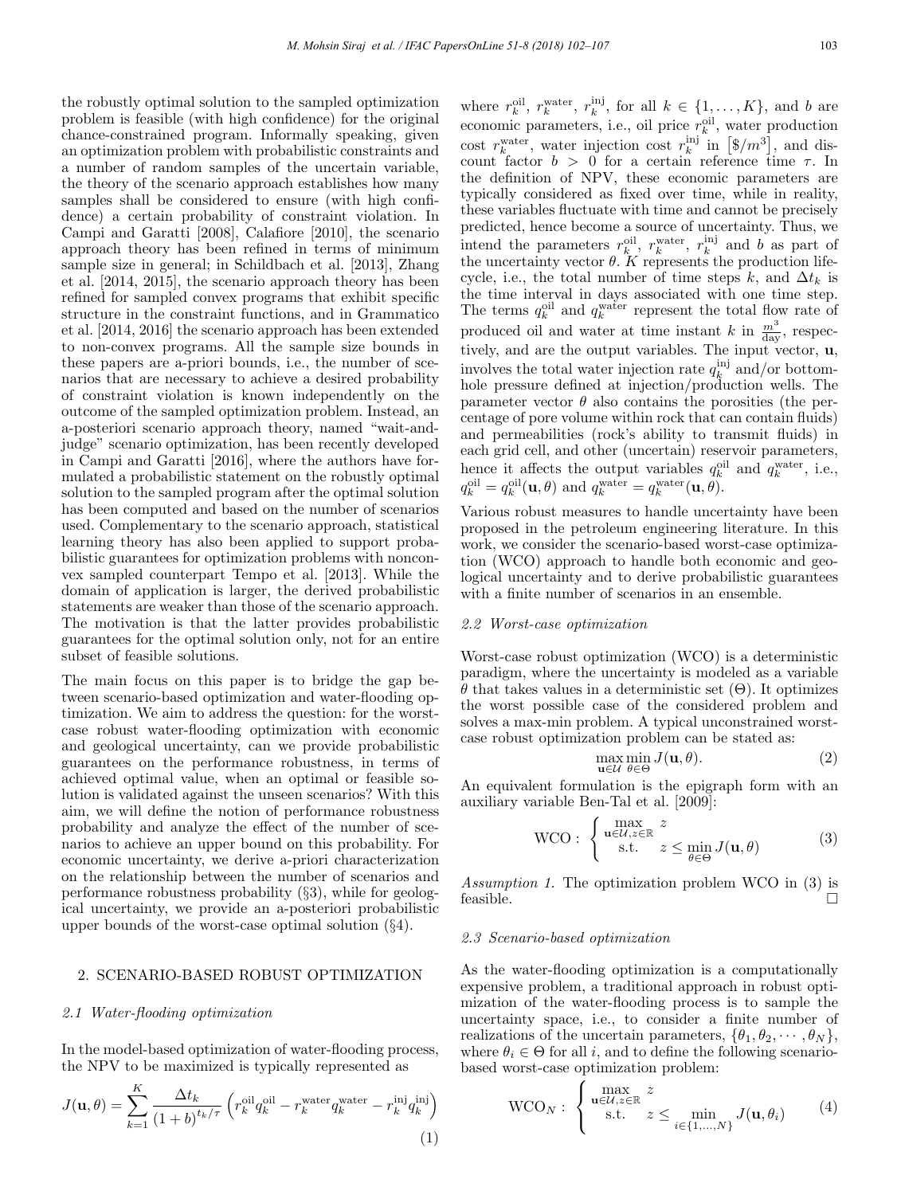the robustly optimal solution to the sampled optimization problem is feasible (with high confidence) for the original chance-constrained program. Informally speaking, given an optimization problem with probabilistic constraints and a number of random samples of the uncertain variable, the theory of the scenario approach establishes how many samples shall be considered to ensure (with high confidence) a certain probability of constraint violation. In Campi and Garatti [2008], Calafiore [2010], the scenario approach theory has been refined in terms of minimum sample size in general; in Schildbach et al. [2013], Zhang et al. [2014, 2015], the scenario approach theory has been refined for sampled convex programs that exhibit specific structure in the constraint functions, and in Grammatico et al. [2014, 2016] the scenario approach has been extended to non-convex programs. All the sample size bounds in these papers are a-priori bounds, i.e., the number of scenarios that are necessary to achieve a desired probability of constraint violation is known independently on the outcome of the sampled optimization problem. Instead, an a-posteriori scenario approach theory, named "wait-and-judge" scenario optimization, has been recently developed in Campi and Garatti [2016], where the authors have formulated a probabilistic statement on the robustly optimal solution to the sampled program after the optimal solution has been computed and based on the number of scenarios used. Complementary to the scenario approach, statistical learning theory has also been applied to support probabilistic guarantees for optimization problems with nonconvex sampled counterpart Tempo et al. [2013]. While the domain of application is larger, the derived probabilistic statements are weaker than those of the scenario approach. The motivation is that the latter provides probabilistic guarantees for the optimal solution only, not for an entire subset of feasible solutions.

The main focus on this paper is to bridge the gap between scenario-based optimization and water-flooding optimization. We aim to address the question: for the worst-case robust water-flooding optimization with economic and geological uncertainty, can we provide probabilistic guarantees on the performance robustness, in terms of achieved optimal value, when an optimal or feasible solution is validated against the unseen scenarios? With this aim, we will define the notion of performance robustness probability and analyze the effect of the number of scenarios to achieve an upper bound on this probability. For economic uncertainty, we derive a-priori characterization on the relationship between the number of scenarios and performance robustness probability (§3), while for geological uncertainty, we provide an a-posteriori probabilistic upper bounds of the worst-case optimal solution (§4).

## 2. SCENARIO-BASED ROBUST OPTIMIZATION

### 2.1 Water-flooding optimization

In the model-based optimization of water-flooding process, the NPV to be maximized is typically represented as

$$J(\mathbf{u},\theta) = \sum_{k=1}^{K} \frac{\Delta t_k}{(1+b)^{t_k/\tau}} \left( r_k^{\text{oil}} q_k^{\text{oil}} - r_k^{\text{water}} q_k^{\text{water}} - r_k^{\text{inj}} q_k^{\text{inj}} \right) \tag{1}$$

where $r_k^{\text{oil}}$, $r_k^{\text{water}}$, $r_k^{\text{inj}}$, for all $k \in \{1,\ldots,K\}$, and $b$ are economic parameters, i.e., oil price $r_k^{\text{oil}}$, water production cost $r_k^{\text{water}}$, water injection cost $r_k^{\text{inj}}$ in $[\$/m^3]$, and discount factor $b > 0$ for a certain reference time $\tau$. In the definition of NPV, these economic parameters are typically considered as fixed over time, while in reality, these variables fluctuate with time and cannot be precisely predicted, hence become a source of uncertainty. Thus, we intend the parameters $r_k^{\text{oil}}$, $r_k^{\text{water}}$, $r_k^{\text{inj}}$ and $b$ as part of the uncertainty vector $\theta$. $K$ represents the production life-cycle, i.e., the total number of time steps $k$, and $\Delta t_k$ is the time interval in days associated with one time step. The terms $q_k^{\text{oil}}$ and $q_k^{\text{water}}$ represent the total flow rate of produced oil and water at time instant $k$ in $\frac{m^3}{\text{day}}$, respectively, and are the output variables. The input vector, $\mathbf{u}$, involves the total water injection rate $q_k^{\text{inj}}$ and/or bottom-hole pressure defined at injection/production wells. The parameter vector $\theta$ also contains the porosities (the percentage of pore volume within rock that can contain fluids) and permeabilities (rock's ability to transmit fluids) in each grid cell, and other (uncertain) reservoir parameters, hence it affects the output variables $q_k^{\text{oil}}$ and $q_k^{\text{water}}$, i.e., $q_k^{\text{oil}} = q_k^{\text{oil}}(\mathbf{u},\theta)$ and $q_k^{\text{water}} = q_k^{\text{water}}(\mathbf{u},\theta)$.

Various robust measures to handle uncertainty have been proposed in the petroleum engineering literature. In this work, we consider the scenario-based worst-case optimization (WCO) approach to handle both economic and geological uncertainty and to derive probabilistic guarantees with a finite number of scenarios in an ensemble.

### 2.2 Worst-case optimization

Worst-case robust optimization (WCO) is a deterministic paradigm, where the uncertainty is modeled as a variable $\theta$ that takes values in a deterministic set ($\Theta$). It optimizes the worst possible case of the considered problem and solves a max-min problem. A typical unconstrained worst-case robust optimization problem can be stated as:

$$\max_{\mathbf{u}\in\mathcal{U}} \min_{\theta\in\Theta} J(\mathbf{u},\theta). \tag{2}$$

An equivalent formulation is the epigraph form with an auxiliary variable Ben-Tal et al. [2009]:

$$\text{WCO}: \begin{cases} \max\limits_{\mathbf{u}\in\mathcal{U}, z\in\mathbb{R}} & z \\ \text{s.t.} & z \leq \min\limits_{\theta\in\Theta} J(\mathbf{u},\theta) \end{cases} \tag{3}$$

*Assumption 1.* The optimization problem WCO in (3) is feasible. □

### 2.3 Scenario-based optimization

As the water-flooding optimization is a computationally expensive problem, a traditional approach in robust optimization of the water-flooding process is to sample the uncertainty space, i.e., to consider a finite number of realizations of the uncertain parameters, $\{\theta_1, \theta_2, \cdots, \theta_N\}$, where $\theta_i \in \Theta$ for all $i$, and to define the following scenario-based worst-case optimization problem:

$$\text{WCO}_N: \begin{cases} \max\limits_{\mathbf{u}\in\mathcal{U}, z\in\mathbb{R}} & z \\ \text{s.t.} & z \leq \min\limits_{i\in\{1,\ldots,N\}} J(\mathbf{u},\theta_i) \end{cases} \tag{4}$$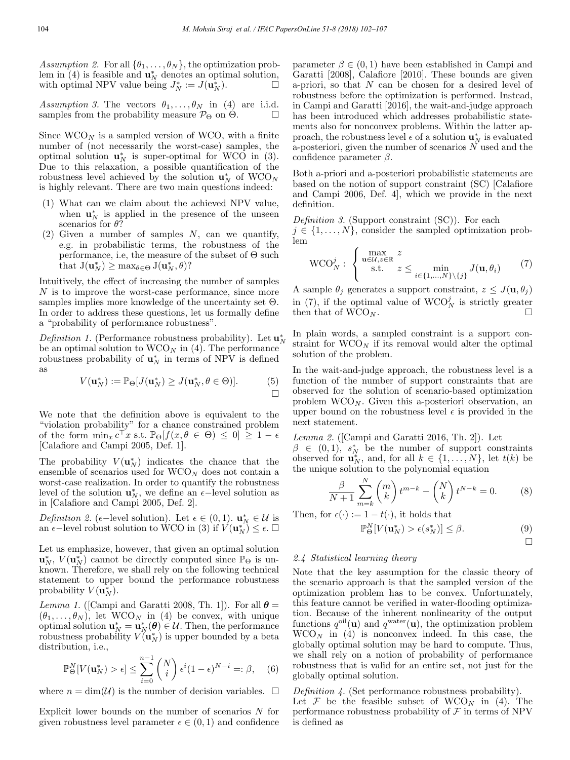*Assumption 2.* For all $\{\theta_1, \ldots, \theta_N\}$, the optimization problem in (4) is feasible and $\mathbf{u}_N^*$ denotes an optimal solution, with optimal NPV value being $J_N^* := J(\mathbf{u}_N^*)$. □

*Assumption 3.* The vectors $\theta_1, \ldots, \theta_N$ in (4) are i.i.d. samples from the probability measure $\mathcal{P}_\Theta$ on $\Theta$. □

Since $\text{WCO}_N$ is a sampled version of WCO, with a finite number of (not necessarily the worst-case) samples, the optimal solution $\mathbf{u}_N^*$ is super-optimal for WCO in (3). Due to this relaxation, a possible quantification of the robustness level achieved by the solution $\mathbf{u}_N^*$ of $\text{WCO}_N$ is highly relevant. There are two main questions indeed:

1. What can we claim about the achieved NPV value, when $\mathbf{u}_N^*$ is applied in the presence of the unseen scenarios for $\theta$?
2. Given a number of samples $N$, can we quantify, e.g. in probabilistic terms, the robustness of the performance, i.e, the measure of the subset of $\Theta$ such that $\text{J}(\mathbf{u}_N^*) \geq \max_{\theta \in \Theta} \text{J}(\mathbf{u}_N^*, \theta)$?

Intuitively, the effect of increasing the number of samples $N$ is to improve the worst-case performance, since more samples implies more knowledge of the uncertainty set $\Theta$. In order to address these questions, let us formally define a "probability of performance robustness".

*Definition 1.* (Performance robustness probability). Let $\mathbf{u}_N^*$ be an optimal solution to $\text{WCO}_N$ in (4). The performance robustness probability of $\mathbf{u}_N^*$ in terms of NPV is defined as

$$V(\mathbf{u}_N^*) := \mathbb{P}_\Theta[J(\mathbf{u}_N^*) \geq J(\mathbf{u}_N^*, \theta \in \Theta)]. \tag{5}$$

□

We note that the definition above is equivalent to the "violation probability" for a chance constrained problem of the form $\min_x c^\top x$ s.t. $\mathbb{P}_\Theta[f(x, \theta \in \Theta) \leq 0] \geq 1 - \epsilon$ [Calafiore and Campi 2005, Def. 1].

The probability $V(\mathbf{u}_N^*)$ indicates the chance that the ensemble of scenarios used for $\text{WCO}_N$ does not contain a worst-case realization. In order to quantify the robustness level of the solution $\mathbf{u}_N^*$, we define an $\epsilon$−level solution as in [Calafiore and Campi 2005, Def. 2].

*Definition 2.* ($\epsilon$−level solution). Let $\epsilon \in (0, 1)$. $\mathbf{u}_N^* \in \mathcal{U}$ is an $\epsilon$−level robust solution to WCO in (3) if $V(\mathbf{u}_N^*) \leq \epsilon$. □

Let us emphasize, however, that given an optimal solution $\mathbf{u}_N^*$, $V(\mathbf{u}_N^*)$ cannot be directly computed since $\mathbb{P}_\Theta$ is unknown. Therefore, we shall rely on the following technical statement to upper bound the performance robustness probability $V(\mathbf{u}_N^*)$.

*Lemma 1.* ([Campi and Garatti 2008, Th. 1]). For all $\boldsymbol{\theta} = (\theta_1, \ldots, \theta_N)$, let $\text{WCO}_N$ in (4) be convex, with unique optimal solution $\mathbf{u}_N^* = \mathbf{u}_N^*(\boldsymbol{\theta}) \in \mathcal{U}$. Then, the performance robustness probability $V(\mathbf{u}_N^*)$ is upper bounded by a beta distribution, i.e.,

$$\mathbb{P}_\Theta^N[V(\mathbf{u}_N^*) > \epsilon] \leq \sum_{i=0}^{n-1} \binom{N}{i} \epsilon^i (1-\epsilon)^{N-i} =: \beta, \tag{6}$$

where $n = \dim(\mathcal{U})$ is the number of decision variables. □

Explicit lower bounds on the number of scenarios $N$ for given robustness level parameter $\epsilon \in (0, 1)$ and confidence parameter $\beta \in (0, 1)$ have been established in Campi and Garatti [2008], Calafiore [2010]. These bounds are given a-priori, so that $N$ can be chosen for a desired level of robustness before the optimization is performed. Instead, in Campi and Garatti [2016], the wait-and-judge approach has been introduced which addresses probabilistic statements also for nonconvex problems. Within the latter approach, the robustness level $\epsilon$ of a solution $\mathbf{u}_N^*$ is evaluated a-posteriori, given the number of scenarios $N$ used and the confidence parameter $\beta$.

Both a-priori and a-posteriori probabilistic statements are based on the notion of support constraint (SC) [Calafiore and Campi 2006, Def. 4], which we provide in the next definition.

*Definition 3.* (Support constraint (SC)). For each $j \in \{1, \ldots, N\}$, consider the sampled optimization problem

$$\text{WCO}_N^j : \begin{cases} \max\limits_{\mathbf{u} \in \mathcal{U}, z \in \mathbb{R}} & z \\ \text{s.t.} & z \leq \min\limits_{i \in \{1,\ldots,N\} \setminus \{j\}} J(\mathbf{u}, \theta_i) \end{cases} \tag{7}$$

A sample $\theta_j$ generates a support constraint, $z \leq J(\mathbf{u}, \theta_j)$ in (7), if the optimal value of $\text{WCO}_N^j$ is strictly greater then that of $\text{WCO}_N$. □

In plain words, a sampled constraint is a support constraint for $\text{WCO}_N$ if its removal would alter the optimal solution of the problem.

In the wait-and-judge approach, the robustness level is a function of the number of support constraints that are observed for the solution of scenario-based optimization problem $\text{WCO}_N$. Given this a-posteriori observation, an upper bound on the robustness level $\epsilon$ is provided in the next statement.

*Lemma 2.* ([Campi and Garatti 2016, Th. 2]). Let $\beta \in (0, 1)$, $s_N^*$ be the number of support constraints observed for $\mathbf{u}_N^*$, and, for all $k \in \{1, \ldots, N\}$, let $t(k)$ be the unique solution to the polynomial equation

$$\frac{\beta}{N+1} \sum_{m=k}^{N} \binom{m}{k} t^{m-k} - \binom{N}{k} t^{N-k} = 0. \tag{8}$$

Then, for $\epsilon(\cdot) := 1 - t(\cdot)$, it holds that

$$\mathbb{P}_\Theta^N[V(\mathbf{u}_N^*) > \epsilon(s_N^*)] \leq \beta. \tag{9}$$

□

### 2.4 Statistical learning theory

Note that the key assumption for the classic theory of the scenario approach is that the sampled version of the optimization problem has to be convex. Unfortunately, this feature cannot be verified in water-flooding optimization. Because of the inherent nonlinearity of the output functions $q^{\text{oil}}(\mathbf{u})$ and $q^{\text{water}}(\mathbf{u})$, the optimization problem $\text{WCO}_N$ in (4) is nonconvex indeed. In this case, the globally optimal solution may be hard to compute. Thus, we shall rely on a notion of probability of performance robustness that is valid for an entire set, not just for the globally optimal solution.

*Definition 4.* (Set performance robustness probability). Let $\mathcal{F}$ be the feasible subset of $\text{WCO}_N$ in (4). The performance robustness probability of $\mathcal{F}$ in terms of NPV is defined as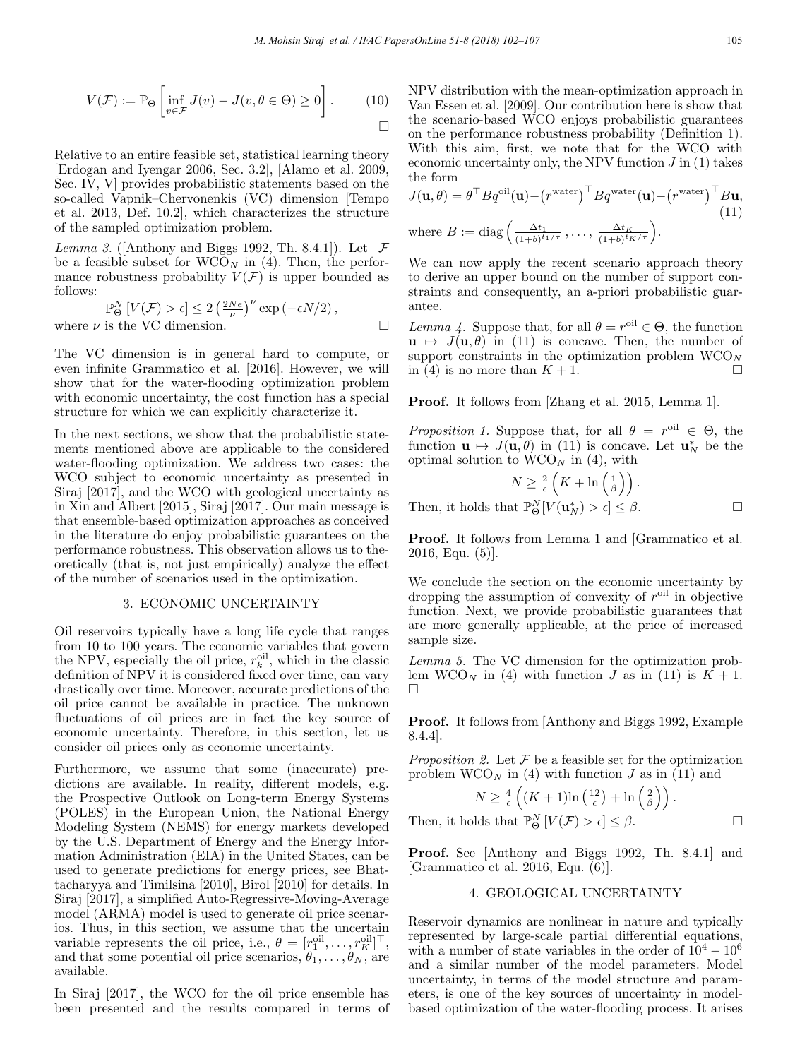$$V(\mathcal{F}) := \mathbb{P}_\Theta \left[ \inf_{v \in \mathcal{F}} J(v) - J(v, \theta \in \Theta) \geq 0 \right]. \tag{10}$$

□

Relative to an entire feasible set, statistical learning theory [Erdogan and Iyengar 2006, Sec. 3.2], [Alamo et al. 2009, Sec. IV, V] provides probabilistic statements based on the so-called Vapnik–Chervonenkis (VC) dimension [Tempo et al. 2013, Def. 10.2], which characterizes the structure of the sampled optimization problem.

*Lemma 3.* ([Anthony and Biggs 1992, Th. 8.4.1]). Let $\mathcal{F}$ be a feasible subset for $\mathrm{WCO}_N$ in (4). Then, the performance robustness probability $V(\mathcal{F})$ is upper bounded as follows:

$$\mathbb{P}_\Theta^N \left[ V(\mathcal{F}) > \epsilon \right] \leq 2 \left( \tfrac{2Ne}{\nu} \right)^\nu \exp\left(-\epsilon N/2\right),$$

where $\nu$ is the VC dimension. □

The VC dimension is in general hard to compute, or even infinite Grammatico et al. [2016]. However, we will show that for the water-flooding optimization problem with economic uncertainty, the cost function has a special structure for which we can explicitly characterize it.

In the next sections, we show that the probabilistic statements mentioned above are applicable to the considered water-flooding optimization. We address two cases: the WCO subject to economic uncertainty as presented in Siraj [2017], and the WCO with geological uncertainty as in Xin and Albert [2015], Siraj [2017]. Our main message is that ensemble-based optimization approaches as conceived in the literature do enjoy probabilistic guarantees on the performance robustness. This observation allows us to theoretically (that is, not just empirically) analyze the effect of the number of scenarios used in the optimization.

## 3. ECONOMIC UNCERTAINTY

Oil reservoirs typically have a long life cycle that ranges from 10 to 100 years. The economic variables that govern the NPV, especially the oil price, $r_k^{\mathrm{oil}}$, which in the classic definition of NPV it is considered fixed over time, can vary drastically over time. Moreover, accurate predictions of the oil price cannot be available in practice. The unknown fluctuations of oil prices are in fact the key source of economic uncertainty. Therefore, in this section, let us consider oil prices only as economic uncertainty.

Furthermore, we assume that some (inaccurate) predictions are available. In reality, different models, e.g. the Prospective Outlook on Long-term Energy Systems (POLES) in the European Union, the National Energy Modeling System (NEMS) for energy markets developed by the U.S. Department of Energy and the Energy Information Administration (EIA) in the United States, can be used to generate predictions for energy prices, see Bhattacharyya and Timilsina [2010], Birol [2010] for details. In Siraj [2017], a simplified Auto-Regressive-Moving-Average model (ARMA) model is used to generate oil price scenarios. Thus, in this section, we assume that the uncertain variable represents the oil price, i.e., $\theta = [r_1^{\mathrm{oil}}, \ldots, r_K^{\mathrm{oil}}]^\top$, and that some potential oil price scenarios, $\theta_1, \ldots, \theta_N$, are available.

In Siraj [2017], the WCO for the oil price ensemble has been presented and the results compared in terms of NPV distribution with the mean-optimization approach in Van Essen et al. [2009]. Our contribution here is show that the scenario-based WCO enjoys probabilistic guarantees on the performance robustness probability (Definition 1). With this aim, first, we note that for the WCO with economic uncertainty only, the NPV function $J$ in (1) takes the form

$$J(\mathbf{u}, \theta) = \theta^\top B q^{\mathrm{oil}}(\mathbf{u}) - \left(r^{\mathrm{water}}\right)^\top B q^{\mathrm{water}}(\mathbf{u}) - \left(r^{\mathrm{water}}\right)^\top B \mathbf{u}, \tag{11}$$

where $B := \mathrm{diag}\left( \frac{\Delta t_1}{(1+b)^{t_1/\tau}}, \ldots, \frac{\Delta t_K}{(1+b)^{t_K/\tau}} \right)$.

We can now apply the recent scenario approach theory to derive an upper bound on the number of support constraints and consequently, an a-priori probabilistic guarantee.

*Lemma 4.* Suppose that, for all $\theta = r^{\mathrm{oil}} \in \Theta$, the function $\mathbf{u} \mapsto J(\mathbf{u}, \theta)$ in (11) is concave. Then, the number of support constraints in the optimization problem $\mathrm{WCO}_N$ in (4) is no more than $K + 1$. □

**Proof.** It follows from [Zhang et al. 2015, Lemma 1].

*Proposition 1.* Suppose that, for all $\theta = r^{\mathrm{oil}} \in \Theta$, the function $\mathbf{u} \mapsto J(\mathbf{u}, \theta)$ in (11) is concave. Let $\mathbf{u}_N^*$ be the optimal solution to $\mathrm{WCO}_N$ in (4), with

$$N \geq \tfrac{2}{\epsilon} \left( K + \ln\left(\tfrac{1}{\beta}\right) \right).$$

Then, it holds that $\mathbb{P}_\Theta^N[V(\mathbf{u}_N^*) > \epsilon] \leq \beta$. □

**Proof.** It follows from Lemma 1 and [Grammatico et al. 2016, Equ. (5)].

We conclude the section on the economic uncertainty by dropping the assumption of convexity of $r^{\mathrm{oil}}$ in objective function. Next, we provide probabilistic guarantees that are more generally applicable, at the price of increased sample size.

*Lemma 5.* The VC dimension for the optimization problem $\mathrm{WCO}_N$ in (4) with function $J$ as in (11) is $K + 1$. □

**Proof.** It follows from [Anthony and Biggs 1992, Example 8.4.4].

*Proposition 2.* Let $\mathcal{F}$ be a feasible set for the optimization problem $\mathrm{WCO}_N$ in (4) with function $J$ as in (11) and

$$N \geq \tfrac{4}{\epsilon} \left( (K+1) \ln\left(\tfrac{12}{\epsilon}\right) + \ln\left(\tfrac{2}{\beta}\right) \right).$$

Then, it holds that $\mathbb{P}_\Theta^N \left[ V(\mathcal{F}) > \epsilon \right] \leq \beta$. □

**Proof.** See [Anthony and Biggs 1992, Th. 8.4.1] and [Grammatico et al. 2016, Equ. (6)].

## 4. GEOLOGICAL UNCERTAINTY

Reservoir dynamics are nonlinear in nature and typically represented by large-scale partial differential equations, with a number of state variables in the order of $10^4 - 10^6$ and a similar number of the model parameters. Model uncertainty, in terms of the model structure and parameters, is one of the key sources of uncertainty in model-based optimization of the water-flooding process. It arises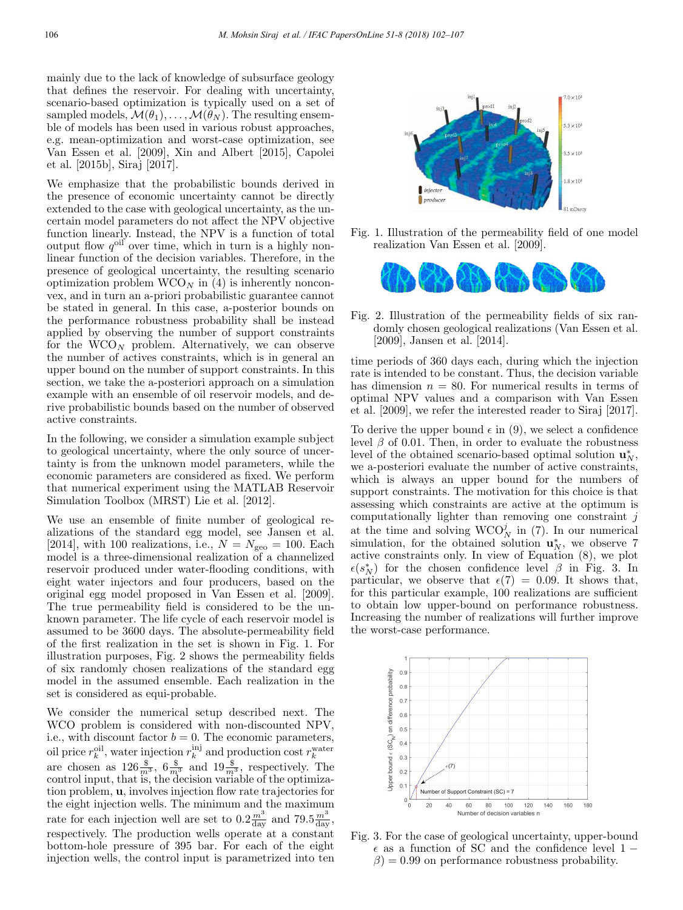mainly due to the lack of knowledge of subsurface geology that defines the reservoir. For dealing with uncertainty, scenario-based optimization is typically used on a set of sampled models, $\mathcal{M}(\theta_1), \ldots, \mathcal{M}(\theta_N)$. The resulting ensemble of models has been used in various robust approaches, e.g. mean-optimization and worst-case optimization, see Van Essen et al. [2009], Xin and Albert [2015], Capolei et al. [2015b], Siraj [2017].

We emphasize that the probabilistic bounds derived in the presence of economic uncertainty cannot be directly extended to the case with geological uncertainty, as the uncertain model parameters do not affect the NPV objective function linearly. Instead, the NPV is a function of total output flow $q^{\text{oil}}$ over time, which in turn is a highly nonlinear function of the decision variables. Therefore, in the presence of geological uncertainty, the resulting scenario optimization problem $\text{WCO}_N$ in (4) is inherently nonconvex, and in turn an a-priori probabilistic guarantee cannot be stated in general. In this case, a-posterior bounds on the performance robustness probability shall be instead applied by observing the number of support constraints for the $\text{WCO}_N$ problem. Alternatively, we can observe the number of actives constraints, which is in general an upper bound on the number of support constraints. In this section, we take the a-posteriori approach on a simulation example with an ensemble of oil reservoir models, and derive probabilistic bounds based on the number of observed active constraints.

In the following, we consider a simulation example subject to geological uncertainty, where the only source of uncertainty is from the unknown model parameters, while the economic parameters are considered as fixed. We perform that numerical experiment using the MATLAB Reservoir Simulation Toolbox (MRST) Lie et al. [2012].

We use an ensemble of finite number of geological realizations of the standard egg model, see Jansen et al. [2014], with 100 realizations, i.e., $N = N_{\text{geo}} = 100$. Each model is a three-dimensional realization of a channelized reservoir produced under water-flooding conditions, with eight water injectors and four producers, based on the original egg model proposed in Van Essen et al. [2009]. The true permeability field is considered to be the unknown parameter. The life cycle of each reservoir model is assumed to be 3600 days. The absolute-permeability field of the first realization in the set is shown in Fig. 1. For illustration purposes, Fig. 2 shows the permeability fields of six randomly chosen realizations of the standard egg model in the assumed ensemble. Each realization in the set is considered as equi-probable.

We consider the numerical setup described next. The WCO problem is considered with non-discounted NPV, i.e., with discount factor $b = 0$. The economic parameters, oil price $r_k^{\text{oil}}$, water injection $r_k^{\text{inj}}$ and production cost $r_k^{\text{water}}$ are chosen as $126\frac{\$}{m^3}$, $6\frac{\$}{m^3}$ and $19\frac{\$}{m^3}$, respectively. The control input, that is, the decision variable of the optimization problem, $\mathbf{u}$, involves injection flow rate trajectories for the eight injection wells. The minimum and the maximum rate for each injection well are set to $0.2\frac{m^3}{\text{day}}$ and $79.5\frac{m^3}{\text{day}}$, respectively. The production wells operate at a constant bottom-hole pressure of 395 bar. For each of the eight injection wells, the control input is parametrized into ten time periods of 360 days each, during which the injection rate is intended to be constant. Thus, the decision variable has dimension $n = 80$. For numerical results in terms of optimal NPV values and a comparison with Van Essen et al. [2009], we refer the interested reader to Siraj [2017].

Fig. 1. Illustration of the permeability field of one model realization Van Essen et al. [2009].

Fig. 2. Illustration of the permeability fields of six randomly chosen geological realizations (Van Essen et al. [2009], Jansen et al. [2014].

To derive the upper bound $\epsilon$ in (9), we select a confidence level $\beta$ of 0.01. Then, in order to evaluate the robustness level of the obtained scenario-based optimal solution $\mathbf{u}_N^*$, we a-posteriori evaluate the number of active constraints, which is always an upper bound for the numbers of support constraints. The motivation for this choice is that assessing which constraints are active at the optimum is computationally lighter than removing one constraint $j$ at the time and solving $\text{WCO}_N^j$ in (7). In our numerical simulation, for the obtained solution $\mathbf{u}_N^*$, we observe 7 active constraints only. In view of Equation (8), we plot $\epsilon(s_N^*)$ for the chosen confidence level $\beta$ in Fig. 3. In particular, we observe that $\epsilon(7) = 0.09$. It shows that, for this particular example, 100 realizations are sufficient to obtain low upper-bound on performance robustness. Increasing the number of realizations will further improve the worst-case performance.

Fig. 3. For the case of geological uncertainty, upper-bound $\epsilon$ as a function of SC and the confidence level $1 - \beta) = 0.99$ on performance robustness probability.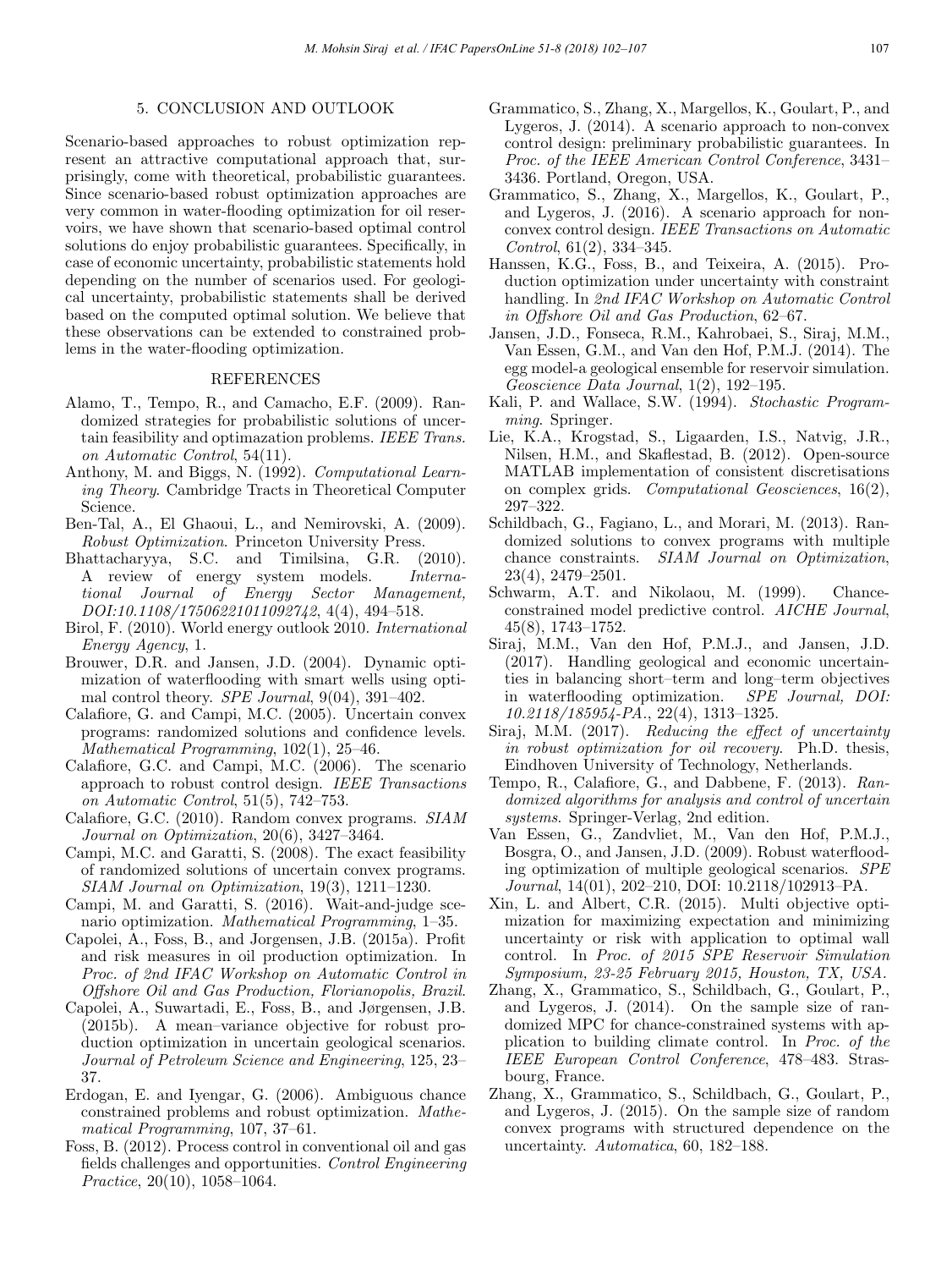## 5. CONCLUSION AND OUTLOOK

Scenario-based approaches to robust optimization represent an attractive computational approach that, surprisingly, come with theoretical, probabilistic guarantees. Since scenario-based robust optimization approaches are very common in water-flooding optimization for oil reservoirs, we have shown that scenario-based optimal control solutions do enjoy probabilistic guarantees. Specifically, in case of economic uncertainty, probabilistic statements hold depending on the number of scenarios used. For geological uncertainty, probabilistic statements shall be derived based on the computed optimal solution. We believe that these observations can be extended to constrained problems in the water-flooding optimization.

## REFERENCES

Alamo, T., Tempo, R., and Camacho, E.F. (2009). Randomized strategies for probabilistic solutions of uncertain feasibility and optimazation problems. *IEEE Trans. on Automatic Control*, 54(11).

Anthony, M. and Biggs, N. (1992). *Computational Learning Theory*. Cambridge Tracts in Theoretical Computer Science.

Ben-Tal, A., El Ghaoui, L., and Nemirovski, A. (2009). *Robust Optimization*. Princeton University Press.

Bhattacharyya, S.C. and Timilsina, G.R. (2010). A review of energy system models. *International Journal of Energy Sector Management, DOI:10.1108/17506221011092742*, 4(4), 494–518.

Birol, F. (2010). World energy outlook 2010. *International Energy Agency*, 1.

Brouwer, D.R. and Jansen, J.D. (2004). Dynamic optimization of waterflooding with smart wells using optimal control theory. *SPE Journal*, 9(04), 391–402.

Calafiore, G. and Campi, M.C. (2005). Uncertain convex programs: randomized solutions and confidence levels. *Mathematical Programming*, 102(1), 25–46.

Calafiore, G.C. and Campi, M.C. (2006). The scenario approach to robust control design. *IEEE Transactions on Automatic Control*, 51(5), 742–753.

Calafiore, G.C. (2010). Random convex programs. *SIAM Journal on Optimization*, 20(6), 3427–3464.

Campi, M.C. and Garatti, S. (2008). The exact feasibility of randomized solutions of uncertain convex programs. *SIAM Journal on Optimization*, 19(3), 1211–1230.

Campi, M. and Garatti, S. (2016). Wait-and-judge scenario optimization. *Mathematical Programming*, 1–35.

Capolei, A., Foss, B., and Jorgensen, J.B. (2015a). Profit and risk measures in oil production optimization. In *Proc. of 2nd IFAC Workshop on Automatic Control in Offshore Oil and Gas Production, Florianopolis, Brazil*.

Capolei, A., Suwartadi, E., Foss, B., and Jørgensen, J.B. (2015b). A mean–variance objective for robust production optimization in uncertain geological scenarios. *Journal of Petroleum Science and Engineering*, 125, 23–37.

Erdogan, E. and Iyengar, G. (2006). Ambiguous chance constrained problems and robust optimization. *Mathematical Programming*, 107, 37–61.

Foss, B. (2012). Process control in conventional oil and gas fields challenges and opportunities. *Control Engineering Practice*, 20(10), 1058–1064.

Grammatico, S., Zhang, X., Margellos, K., Goulart, P., and Lygeros, J. (2014). A scenario approach to non-convex control design: preliminary probabilistic guarantees. In *Proc. of the IEEE American Control Conference*, 3431–3436. Portland, Oregon, USA.

Grammatico, S., Zhang, X., Margellos, K., Goulart, P., and Lygeros, J. (2016). A scenario approach for non-convex control design. *IEEE Transactions on Automatic Control*, 61(2), 334–345.

Hanssen, K.G., Foss, B., and Teixeira, A. (2015). Production optimization under uncertainty with constraint handling. In *2nd IFAC Workshop on Automatic Control in Offshore Oil and Gas Production*, 62–67.

Jansen, J.D., Fonseca, R.M., Kahrobaei, S., Siraj, M.M., Van Essen, G.M., and Van den Hof, P.M.J. (2014). The egg model-a geological ensemble for reservoir simulation. *Geoscience Data Journal*, 1(2), 192–195.

Kali, P. and Wallace, S.W. (1994). *Stochastic Programming*. Springer.

Lie, K.A., Krogstad, S., Ligaarden, I.S., Natvig, J.R., Nilsen, H.M., and Skaflestad, B. (2012). Open-source MATLAB implementation of consistent discretisations on complex grids. *Computational Geosciences*, 16(2), 297–322.

Schildbach, G., Fagiano, L., and Morari, M. (2013). Randomized solutions to convex programs with multiple chance constraints. *SIAM Journal on Optimization*, 23(4), 2479–2501.

Schwarm, A.T. and Nikolaou, M. (1999). Chance-constrained model predictive control. *AICHE Journal*, 45(8), 1743–1752.

Siraj, M.M., Van den Hof, P.M.J., and Jansen, J.D. (2017). Handling geological and economic uncertainties in balancing short–term and long–term objectives in waterflooding optimization. *SPE Journal, DOI: 10.2118/185954-PA.*, 22(4), 1313–1325.

Siraj, M.M. (2017). *Reducing the effect of uncertainty in robust optimization for oil recovery*. Ph.D. thesis, Eindhoven University of Technology, Netherlands.

Tempo, R., Calafiore, G., and Dabbene, F. (2013). *Randomized algorithms for analysis and control of uncertain systems*. Springer-Verlag, 2nd edition.

Van Essen, G., Zandvliet, M., Van den Hof, P.M.J., Bosgra, O., and Jansen, J.D. (2009). Robust waterflooding optimization of multiple geological scenarios. *SPE Journal*, 14(01), 202–210, DOI: 10.2118/102913–PA.

Xin, L. and Albert, C.R. (2015). Multi objective optimization for maximizing expectation and minimizing uncertainty or risk with application to optimal wall control. In *Proc. of 2015 SPE Reservoir Simulation Symposium, 23-25 February 2015, Houston, TX, USA.*

Zhang, X., Grammatico, S., Schildbach, G., Goulart, P., and Lygeros, J. (2014). On the sample size of randomized MPC for chance-constrained systems with application to building climate control. In *Proc. of the IEEE European Control Conference*, 478–483. Strasbourg, France.

Zhang, X., Grammatico, S., Schildbach, G., Goulart, P., and Lygeros, J. (2015). On the sample size of random convex programs with structured dependence on the uncertainty. *Automatica*, 60, 182–188.